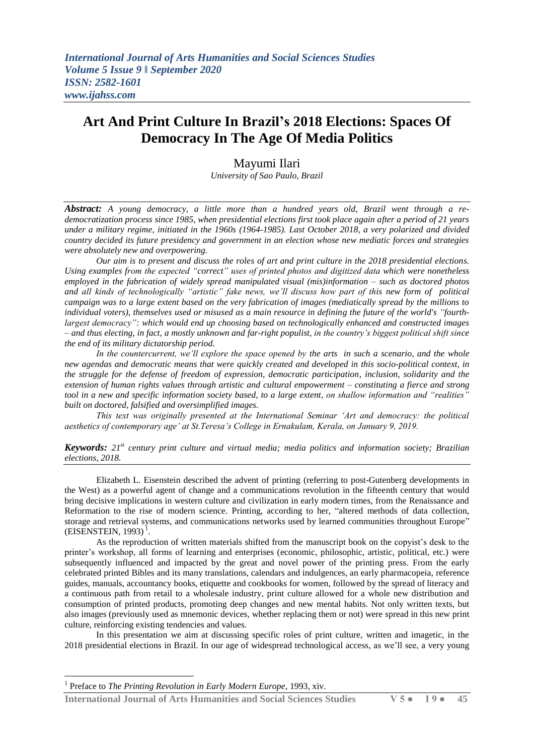# Art And Print Culture In Brazil's 2018 Elections: Spaces Of Democracy In The Age Of Media Politics

Mayumi Ilari

*University of Sao Paulo, Brazil*

***Abstract:*** *A young democracy, a little more than a hundred years old, Brazil went through a re-democratization process since 1985, when presidential elections first took place again after a period of 21 years under a military regime, initiated in the 1960s (1964-1985). Last October 2018, a very polarized and divided country decided its future presidency and government in an election whose new mediatic forces and strategies were absolutely new and overpowering.*

*Our aim is to present and discuss the roles of art and print culture in the 2018 presidential elections. Using examples from the expected "correct" uses of printed photos and digitized data which were nonetheless employed in the fabrication of widely spread manipulated visual (mis)information – such as doctored photos and all kinds of technologically "artistic" fake news, we'll discuss how part of this new form of political campaign was to a large extent based on the very fabrication of images (mediatically spread by the millions to individual voters), themselves used or misused as a main resource in defining the future of the world's "fourth-largest democracy": which would end up choosing based on technologically enhanced and constructed images – and thus electing, in fact, a mostly unknown and far-right populist, in the country's biggest political shift since the end of its military dictatorship period.*

*In the countercurrent, we'll explore the space opened by the arts in such a scenario, and the whole new agendas and democratic means that were quickly created and developed in this socio-political context, in the struggle for the defense of freedom of expression, democratic participation, inclusion, solidarity and the extension of human rights values through artistic and cultural empowerment – constituting a fierce and strong tool in a new and specific information society based, to a large extent, on shallow information and "realities" built on doctored, falsified and oversimplified images.*

*This text was originally presented at the International Seminar 'Art and democracy: the political aesthetics of contemporary age' at St.Teresa's College in Ernakulam, Kerala, on January 9, 2019.*

***Keywords:*** *21st century print culture and virtual media; media politics and information society; Brazilian elections, 2018.*

Elizabeth L. Eisenstein described the advent of printing (referring to post-Gutenberg developments in the West) as a powerful agent of change and a communications revolution in the fifteenth century that would bring decisive implications in western culture and civilization in early modern times, from the Renaissance and Reformation to the rise of modern science. Printing, according to her, "altered methods of data collection, storage and retrieval systems, and communications networks used by learned communities throughout Europe" (EISENSTEIN, 1993) [1].

As the reproduction of written materials shifted from the manuscript book on the copyist's desk to the printer's workshop, all forms of learning and enterprises (economic, philosophic, artistic, political, etc.) were subsequently influenced and impacted by the great and novel power of the printing press. From the early celebrated printed Bibles and its many translations, calendars and indulgences, an early pharmacopeia, reference guides, manuals, accountancy books, etiquette and cookbooks for women, followed by the spread of literacy and a continuous path from retail to a wholesale industry, print culture allowed for a whole new distribution and consumption of printed products, promoting deep changes and new mental habits. Not only written texts, but also images (previously used as mnemonic devices, whether replacing them or not) were spread in this new print culture, reinforcing existing tendencies and values.

In this presentation we aim at discussing specific roles of print culture, written and imagetic, in the 2018 presidential elections in Brazil. In our age of widespread technological access, as we'll see, a very young

[1] Preface to *The Printing Revolution in Early Modern Europe*, 1993, xiv.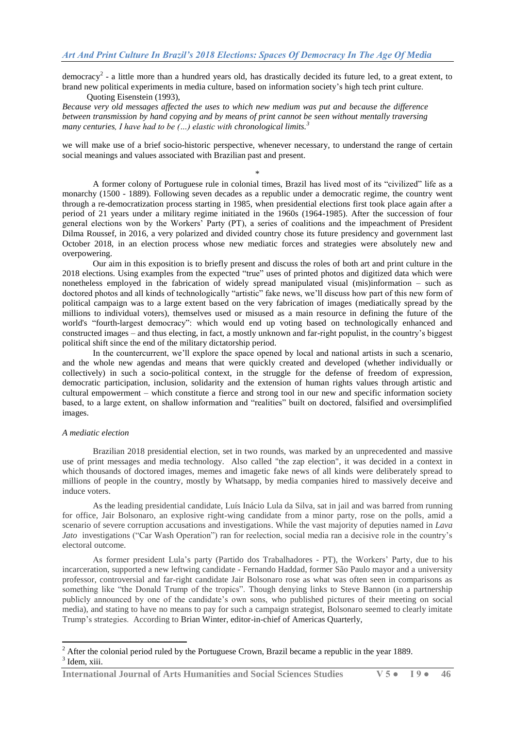democracy[2] - a little more than a hundred years old, has drastically decided its future led, to a great extent, to brand new political experiments in media culture, based on information society's high tech print culture.

Quoting Eisenstein (1993),

*Because very old messages affected the uses to which new medium was put and because the difference between transmission by hand copying and by means of print cannot be seen without mentally traversing many centuries, I have had to be (...) elastic with chronological limits.*[3]

we will make use of a brief socio-historic perspective, whenever necessary, to understand the range of certain social meanings and values associated with Brazilian past and present.

*

A former colony of Portuguese rule in colonial times, Brazil has lived most of its "civilized" life as a monarchy (1500 - 1889). Following seven decades as a republic under a democratic regime, the country went through a re-democratization process starting in 1985, when presidential elections first took place again after a period of 21 years under a military regime initiated in the 1960s (1964-1985). After the succession of four general elections won by the Workers' Party (PT), a series of coalitions and the impeachment of President Dilma Roussef, in 2016, a very polarized and divided country chose its future presidency and government last October 2018, in an election process whose new mediatic forces and strategies were absolutely new and overpowering.

Our aim in this exposition is to briefly present and discuss the roles of both art and print culture in the 2018 elections. Using examples from the expected "true" uses of printed photos and digitized data which were nonetheless employed in the fabrication of widely spread manipulated visual (mis)information – such as doctored photos and all kinds of technologically "artistic" fake news, we'll discuss how part of this new form of political campaign was to a large extent based on the very fabrication of images (mediatically spread by the millions to individual voters), themselves used or misused as a main resource in defining the future of the world's "fourth-largest democracy": which would end up voting based on technologically enhanced and constructed images – and thus electing, in fact, a mostly unknown and far-right populist, in the country's biggest political shift since the end of the military dictatorship period.

In the countercurrent, we'll explore the space opened by local and national artists in such a scenario, and the whole new agendas and means that were quickly created and developed (whether individually or collectively) in such a socio-political context, in the struggle for the defense of freedom of expression, democratic participation, inclusion, solidarity and the extension of human rights values through artistic and cultural empowerment – which constitute a fierce and strong tool in our new and specific information society based, to a large extent, on shallow information and "realities" built on doctored, falsified and oversimplified images.

*A mediatic election*

Brazilian 2018 presidential election, set in two rounds, was marked by an unprecedented and massive use of print messages and media technology. Also called "the zap election", it was decided in a context in which thousands of doctored images, memes and imagetic fake news of all kinds were deliberately spread to millions of people in the country, mostly by Whatsapp, by media companies hired to massively deceive and induce voters.

As the leading presidential candidate, Luís Inácio Lula da Silva, sat in jail and was barred from running for office, Jair Bolsonaro, an explosive right-wing candidate from a minor party, rose on the polls, amid a scenario of severe corruption accusations and investigations. While the vast majority of deputies named in *Lava Jato* investigations ("Car Wash Operation") ran for reelection, social media ran a decisive role in the country's electoral outcome.

As former president Lula's party (Partido dos Trabalhadores - PT), the Workers' Party, due to his incarceration, supported a new leftwing candidate - Fernando Haddad, former São Paulo mayor and a university professor, controversial and far-right candidate Jair Bolsonaro rose as what was often seen in comparisons as something like "the Donald Trump of the tropics". Though denying links to Steve Bannon (in a partnership publicly announced by one of the candidate's own sons, who published pictures of their meeting on social media), and stating to have no means to pay for such a campaign strategist, Bolsonaro seemed to clearly imitate Trump's strategies. According to Brian Winter, editor-in-chief of Americas Quarterly,

---

[2] After the colonial period ruled by the Portuguese Crown, Brazil became a republic in the year 1889.

[3] Idem, xiii.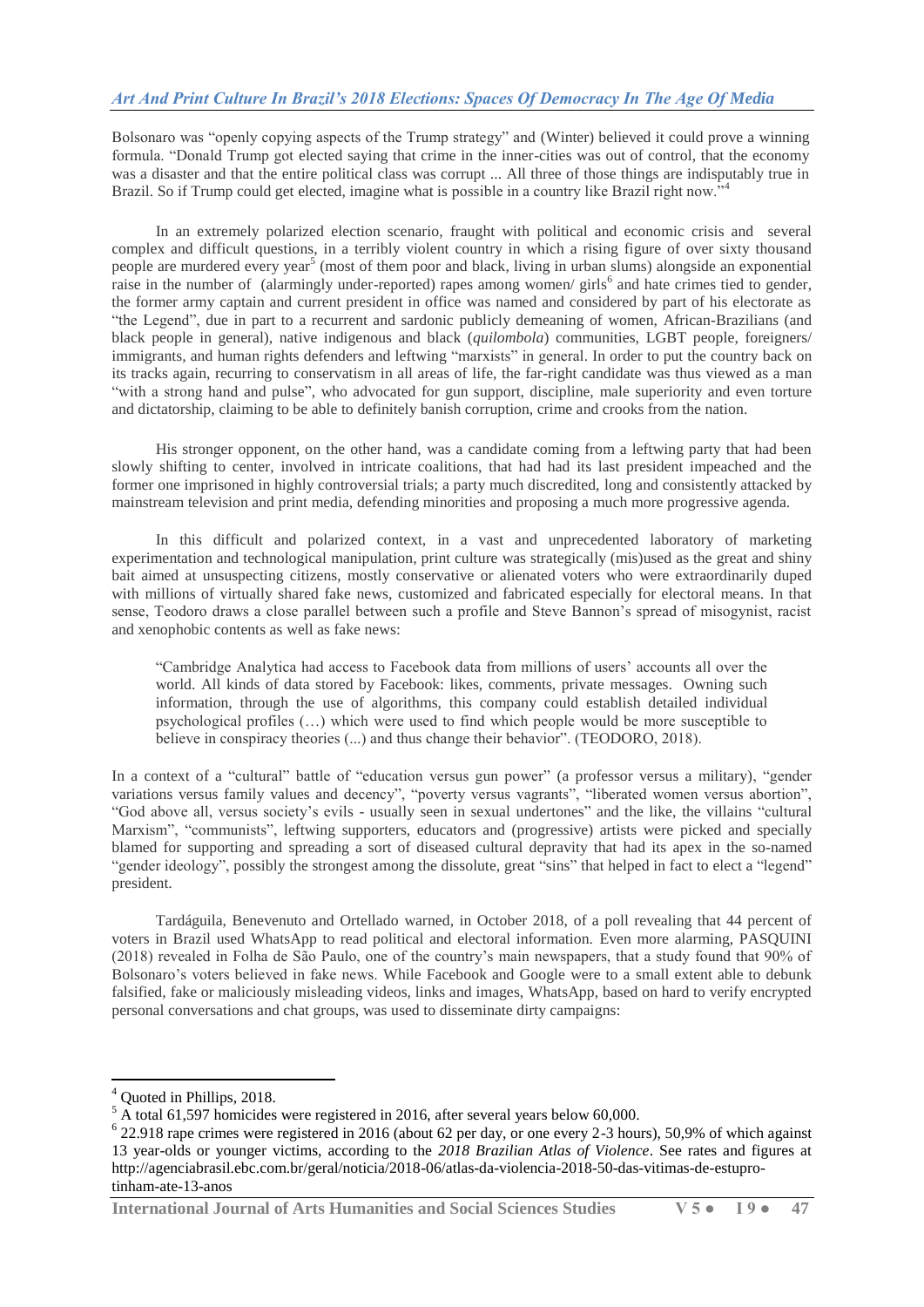Bolsonaro was "openly copying aspects of the Trump strategy" and (Winter) believed it could prove a winning formula. "Donald Trump got elected saying that crime in the inner-cities was out of control, that the economy was a disaster and that the entire political class was corrupt ... All three of those things are indisputably true in Brazil. So if Trump could get elected, imagine what is possible in a country like Brazil right now."[4]

In an extremely polarized election scenario, fraught with political and economic crisis and several complex and difficult questions, in a terribly violent country in which a rising figure of over sixty thousand people are murdered every year[5] (most of them poor and black, living in urban slums) alongside an exponential raise in the number of (alarmingly under-reported) rapes among women/ girls[6] and hate crimes tied to gender, the former army captain and current president in office was named and considered by part of his electorate as "the Legend", due in part to a recurrent and sardonic publicly demeaning of women, African-Brazilians (and black people in general), native indigenous and black (*quilombola*) communities, LGBT people, foreigners/ immigrants, and human rights defenders and leftwing "marxists" in general. In order to put the country back on its tracks again, recurring to conservatism in all areas of life, the far-right candidate was thus viewed as a man "with a strong hand and pulse", who advocated for gun support, discipline, male superiority and even torture and dictatorship, claiming to be able to definitely banish corruption, crime and crooks from the nation.

His stronger opponent, on the other hand, was a candidate coming from a leftwing party that had been slowly shifting to center, involved in intricate coalitions, that had had its last president impeached and the former one imprisoned in highly controversial trials; a party much discredited, long and consistently attacked by mainstream television and print media, defending minorities and proposing a much more progressive agenda.

In this difficult and polarized context, in a vast and unprecedented laboratory of marketing experimentation and technological manipulation, print culture was strategically (mis)used as the great and shiny bait aimed at unsuspecting citizens, mostly conservative or alienated voters who were extraordinarily duped with millions of virtually shared fake news, customized and fabricated especially for electoral means. In that sense, Teodoro draws a close parallel between such a profile and Steve Bannon's spread of misogynist, racist and xenophobic contents as well as fake news:

> "Cambridge Analytica had access to Facebook data from millions of users' accounts all over the world. All kinds of data stored by Facebook: likes, comments, private messages. Owning such information, through the use of algorithms, this company could establish detailed individual psychological profiles (…) which were used to find which people would be more susceptible to believe in conspiracy theories (...) and thus change their behavior". (TEODORO, 2018).

In a context of a "cultural" battle of "education versus gun power" (a professor versus a military), "gender variations versus family values and decency", "poverty versus vagrants", "liberated women versus abortion", "God above all, versus society's evils - usually seen in sexual undertones" and the like, the villains "cultural Marxism", "communists", leftwing supporters, educators and (progressive) artists were picked and specially blamed for supporting and spreading a sort of diseased cultural depravity that had its apex in the so-named "gender ideology", possibly the strongest among the dissolute, great "sins" that helped in fact to elect a "legend" president.

Tardáguila, Benevenuto and Ortellado warned, in October 2018, of a poll revealing that 44 percent of voters in Brazil used WhatsApp to read political and electoral information. Even more alarming, PASQUINI (2018) revealed in Folha de São Paulo, one of the country's main newspapers, that a study found that 90% of Bolsonaro's voters believed in fake news. While Facebook and Google were to a small extent able to debunk falsified, fake or maliciously misleading videos, links and images, WhatsApp, based on hard to verify encrypted personal conversations and chat groups, was used to disseminate dirty campaigns:

---

[4] Quoted in Phillips, 2018.

[5] A total 61,597 homicides were registered in 2016, after several years below 60,000.

[6] 22.918 rape crimes were registered in 2016 (about 62 per day, or one every 2-3 hours), 50,9% of which against 13 year-olds or younger victims, according to the *2018 Brazilian Atlas of Violence*. See rates and figures at http://agenciabrasil.ebc.com.br/geral/noticia/2018-06/atlas-da-violencia-2018-50-das-vitimas-de-estupro-tinham-ate-13-anos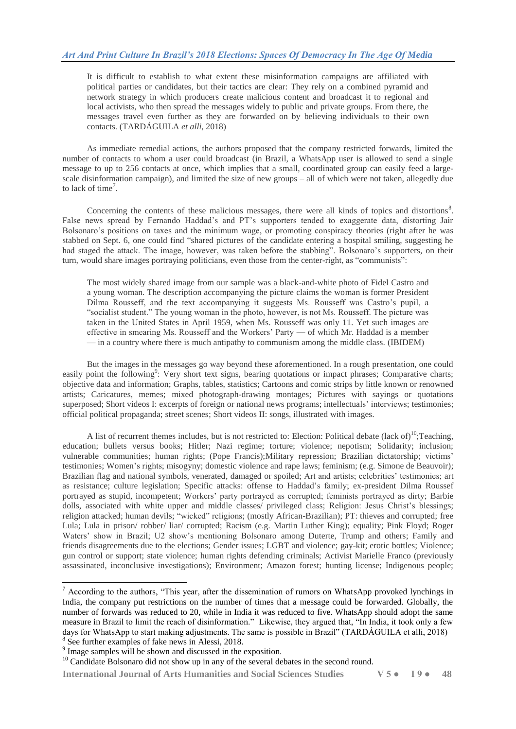> It is difficult to establish to what extent these misinformation campaigns are affiliated with political parties or candidates, but their tactics are clear: They rely on a combined pyramid and network strategy in which producers create malicious content and broadcast it to regional and local activists, who then spread the messages widely to public and private groups. From there, the messages travel even further as they are forwarded on by believing individuals to their own contacts. (TARDÁGUILA *et alli*, 2018)

As immediate remedial actions, the authors proposed that the company restricted forwards, limited the number of contacts to whom a user could broadcast (in Brazil, a WhatsApp user is allowed to send a single message to up to 256 contacts at once, which implies that a small, coordinated group can easily feed a large-scale disinformation campaign), and limited the size of new groups – all of which were not taken, allegedly due to lack of time[7].

Concerning the contents of these malicious messages, there were all kinds of topics and distortions[8]. False news spread by Fernando Haddad's and PT's supporters tended to exaggerate data, distorting Jair Bolsonaro's positions on taxes and the minimum wage, or promoting conspiracy theories (right after he was stabbed on Sept. 6, one could find "shared pictures of the candidate entering a hospital smiling, suggesting he had staged the attack. The image, however, was taken before the stabbing". Bolsonaro's supporters, on their turn, would share images portraying politicians, even those from the center-right, as "communists":

> The most widely shared image from our sample was a black-and-white photo of Fidel Castro and a young woman. The description accompanying the picture claims the woman is former President Dilma Rousseff, and the text accompanying it suggests Ms. Rousseff was Castro's pupil, a "socialist student." The young woman in the photo, however, is not Ms. Rousseff. The picture was taken in the United States in April 1959, when Ms. Rousseff was only 11. Yet such images are effective in smearing Ms. Rousseff and the Workers' Party — of which Mr. Haddad is a member — in a country where there is much antipathy to communism among the middle class. (IBIDEM)

But the images in the messages go way beyond these aforementioned. In a rough presentation, one could easily point the following[9]: Very short text signs, bearing quotations or impact phrases; Comparative charts; objective data and information; Graphs, tables, statistics; Cartoons and comic strips by little known or renowned artists; Caricatures, memes; mixed photograph-drawing montages; Pictures with sayings or quotations superposed; Short videos I: excerpts of foreign or national news programs; intellectuals' interviews; testimonies; official political propaganda; street scenes; Short videos II: songs, illustrated with images.

A list of recurrent themes includes, but is not restricted to: Election: Political debate (lack of)[10];Teaching, education; bullets versus books; Hitler; Nazi regime; torture; violence; nepotism; Solidarity; inclusion; vulnerable communities; human rights; (Pope Francis);Military repression; Brazilian dictatorship; victims' testimonies; Women's rights; misogyny; domestic violence and rape laws; feminism; (e.g. Simone de Beauvoir); Brazilian flag and national symbols, venerated, damaged or spoiled; Art and artists; celebrities' testimonies; art as resistance; culture legislation; Specific attacks: offense to Haddad's family; ex-president Dilma Roussef portrayed as stupid, incompetent; Workers' party portrayed as corrupted; feminists portrayed as dirty; Barbie dolls, associated with white upper and middle classes/ privileged class; Religion: Jesus Christ's blessings; religion attacked; human devils; "wicked" religions; (mostly African-Brazilian); PT: thieves and corrupted; free Lula; Lula in prison/ robber/ liar/ corrupted; Racism (e.g. Martin Luther King); equality; Pink Floyd; Roger Waters' show in Brazil; U2 show's mentioning Bolsonaro among Duterte, Trump and others; Family and friends disagreements due to the elections; Gender issues; LGBT and violence; gay-kit; erotic bottles; Violence; gun control or support; state violence; human rights defending criminals; Activist Marielle Franco (previously assassinated, inconclusive investigations); Environment; Amazon forest; hunting license; Indigenous people;

---

[7] According to the authors, "This year, after the dissemination of rumors on WhatsApp provoked lynchings in India, the company put restrictions on the number of times that a message could be forwarded. Globally, the number of forwards was reduced to 20, while in India it was reduced to five. WhatsApp should adopt the same measure in Brazil to limit the reach of disinformation." Likewise, they argued that, "In India, it took only a few days for WhatsApp to start making adjustments. The same is possible in Brazil" (TARDÁGUILA et alli, 2018)

[8] See further examples of fake news in Alessi, 2018.

[9] Image samples will be shown and discussed in the exposition.

[10] Candidate Bolsonaro did not show up in any of the several debates in the second round.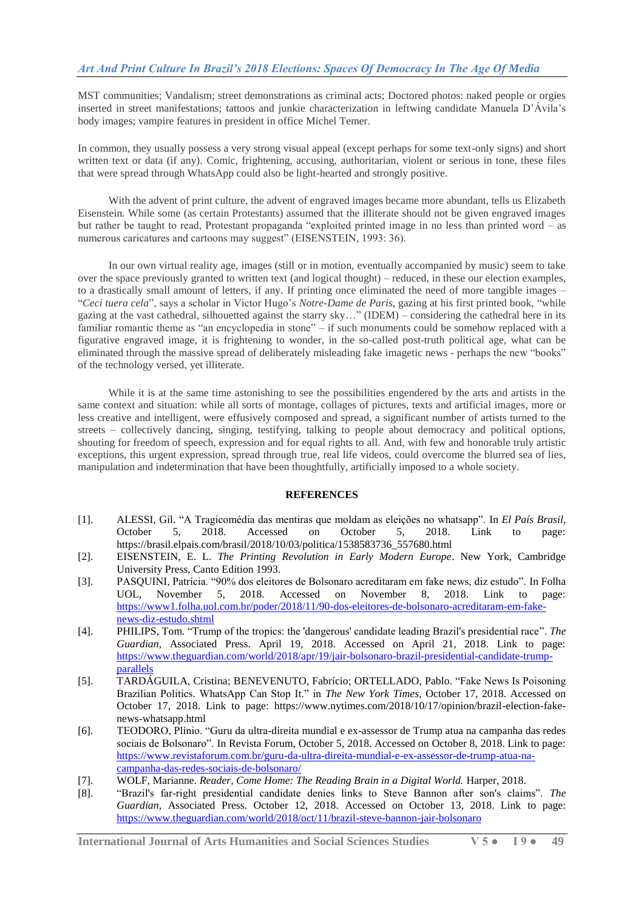MST communities; Vandalism; street demonstrations as criminal acts; Doctored photos: naked people or orgies inserted in street manifestations; tattoos and junkie characterization in leftwing candidate Manuela D'Ávila's body images; vampire features in president in office Michel Temer.

In common, they usually possess a very strong visual appeal (except perhaps for some text-only signs) and short written text or data (if any). Comic, frightening, accusing, authoritarian, violent or serious in tone, these files that were spread through WhatsApp could also be light-hearted and strongly positive.

With the advent of print culture, the advent of engraved images became more abundant, tells us Elizabeth Eisenstein. While some (as certain Protestants) assumed that the illiterate should not be given engraved images but rather be taught to read, Protestant propaganda "exploited printed image in no less than printed word – as numerous caricatures and cartoons may suggest" (EISENSTEIN, 1993: 36).

In our own virtual reality age, images (still or in motion, eventually accompanied by music) seem to take over the space previously granted to written text (and logical thought) – reduced, in these our election examples, to a drastically small amount of letters, if any. If printing once eliminated the need of more tangible images – "*Ceci tuera cela*", says a scholar in Victor Hugo's *Notre-Dame de Paris*, gazing at his first printed book, "while gazing at the vast cathedral, silhouetted against the starry sky…" (IDEM) – considering the cathedral here in its familiar romantic theme as "an encyclopedia in stone" – if such monuments could be somehow replaced with a figurative engraved image, it is frightening to wonder, in the so-called post-truth political age, what can be eliminated through the massive spread of deliberately misleading fake imagetic news - perhaps the new "books" of the technology versed, yet illiterate.

While it is at the same time astonishing to see the possibilities engendered by the arts and artists in the same context and situation: while all sorts of montage, collages of pictures, texts and artificial images, more or less creative and intelligent, were effusively composed and spread, a significant number of artists turned to the streets – collectively dancing, singing, testifying, talking to people about democracy and political options, shouting for freedom of speech, expression and for equal rights to all. And, with few and honorable truly artistic exceptions, this urgent expression, spread through true, real life videos, could overcome the blurred sea of lies, manipulation and indetermination that have been thoughtfully, artificially imposed to a whole society.

## REFERENCES

[1]. ALESSI, Gil. "A Tragicomédia das mentiras que moldam as eleições no whatsapp". In *El País Brasil*, October 5, 2018. Accessed on October 5, 2018. Link to page: https://brasil.elpais.com/brasil/2018/10/03/politica/1538583736_557680.html

[2]. EISENSTEIN, E. L. *The Printing Revolution in Early Modern Europe*. New York, Cambridge University Press, Canto Edition 1993.

[3]. PASQUINI, Patrícia. "90% dos eleitores de Bolsonaro acreditaram em fake news, diz estudo". In Folha UOL, November 5, 2018. Accessed on November 8, 2018. Link to page: https://www1.folha.uol.com.br/poder/2018/11/90-dos-eleitores-de-bolsonaro-acreditaram-em-fake-news-diz-estudo.shtml

[4]. PHILIPS, Tom. "Trump of the tropics: the 'dangerous' candidate leading Brazil's presidential race". *The Guardian*, Associated Press. April 19, 2018. Accessed on April 21, 2018. Link to page: https://www.theguardian.com/world/2018/apr/19/jair-bolsonaro-brazil-presidential-candidate-trump-parallels

[5]. TARDÁGUILA, Cristina; BENEVENUTO, Fabrício; ORTELLADO, Pablo. "Fake News Is Poisoning Brazilian Politics. WhatsApp Can Stop It." in *The New York Times*, October 17, 2018. Accessed on October 17, 2018. Link to page: https://www.nytimes.com/2018/10/17/opinion/brazil-election-fake-news-whatsapp.html

[6]. TEODORO, Plínio. "Guru da ultra-direita mundial e ex-assessor de Trump atua na campanha das redes sociais de Bolsonaro". In Revista Forum, October 5, 2018. Accessed on October 8, 2018. Link to page: https://www.revistaforum.com.br/guru-da-ultra-direita-mundial-e-ex-assessor-de-trump-atua-na-campanha-das-redes-sociais-de-bolsonaro/

[7]. WOLF, Marianne. *Reader, Come Home: The Reading Brain in a Digital World.* Harper, 2018.

[8]. "Brazil's far-right presidential candidate denies links to Steve Bannon after son's claims". *The Guardian*, Associated Press. October 12, 2018. Accessed on October 13, 2018. Link to page: https://www.theguardian.com/world/2018/oct/11/brazil-steve-bannon-jair-bolsonaro